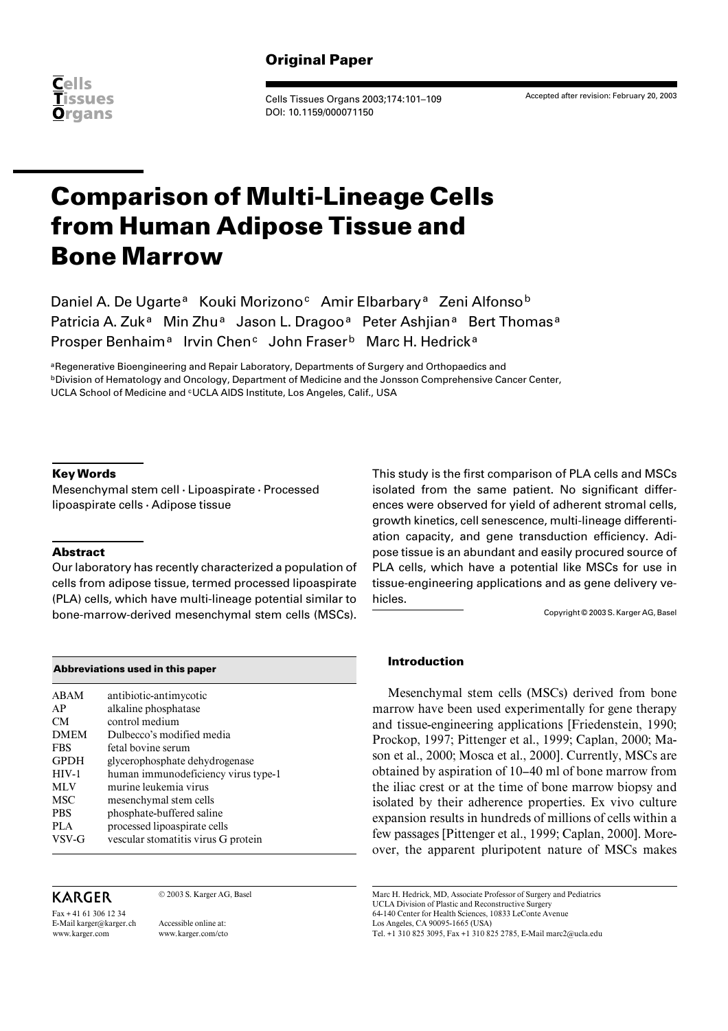Original Paper

# Comparison of Multi-Lineage Cells from Human Adipose Tissue and Bone Marrow

Daniel A. De Ugarte[a] Kouki Morizono[c] Amir Elbarbary[a] Zeni Alfonso[b] Patricia A. Zuk[a] Min Zhu[a] Jason L. Dragoo[a] Peter Ashjian[a] Bert Thomas[a] Prosper Benhaim[a] Irvin Chen[c] John Fraser[b] Marc H. Hedrick[a]

[a]Regenerative Bioengineering and Repair Laboratory, Departments of Surgery and Orthopaedics and [b]Division of Hematology and Oncology, Department of Medicine and the Jonsson Comprehensive Cancer Center, UCLA School of Medicine and [c]UCLA AIDS Institute, Los Angeles, Calif., USA

Accepted after revision: February 20, 2003

### Key Words

Mesenchymal stem cell · Lipoaspirate · Processed lipoaspirate cells · Adipose tissue

### Abstract

Our laboratory has recently characterized a population of cells from adipose tissue, termed processed lipoaspirate (PLA) cells, which have multi-lineage potential similar to bone-marrow-derived mesenchymal stem cells (MSCs). This study is the first comparison of PLA cells and MSCs isolated from the same patient. No significant differences were observed for yield of adherent stromal cells, growth kinetics, cell senescence, multi-lineage differentiation capacity, and gene transduction efficiency. Adipose tissue is an abundant and easily procured source of PLA cells, which have a potential like MSCs for use in tissue-engineering applications and as gene delivery vehicles.

Copyright © 2003 S. Karger AG, Basel

| Abbreviations used in this paper | |
|---|---|
| ABAM | antibiotic-antimycotic |
| AP | alkaline phosphatase |
| CM | control medium |
| DMEM | Dulbecco's modified media |
| FBS | fetal bovine serum |
| GPDH | glycerophosphate dehydrogenase |
| HIV-1 | human immunodeficiency virus type-1 |
| MLV | murine leukemia virus |
| MSC | mesenchymal stem cells |
| PBS | phosphate-buffered saline |
| PLA | processed lipoaspirate cells |
| VSV-G | vescular stomatitis virus G protein |

### Introduction

Mesenchymal stem cells (MSCs) derived from bone marrow have been used experimentally for gene therapy and tissue-engineering applications [Friedenstein, 1990; Prockop, 1997; Pittenger et al., 1999; Caplan, 2000; Mason et al., 2000; Mosca et al., 2000]. Currently, MSCs are obtained by aspiration of 10–40 ml of bone marrow from the iliac crest or at the time of bone marrow biopsy and isolated by their adherence properties. Ex vivo culture expansion results in hundreds of millions of cells within a few passages [Pittenger et al., 1999; Caplan, 2000]. Moreover, the apparent pluripotent nature of MSCs makes

Marc H. Hedrick, MD, Associate Professor of Surgery and Pediatrics
UCLA Division of Plastic and Reconstructive Surgery
64-140 Center for Health Sciences, 10833 LeConte Avenue
Los Angeles, CA 90095-1665 (USA)
Tel. +1 310 825 3095, Fax +1 310 825 2785, E-Mail marc2@ucla.edu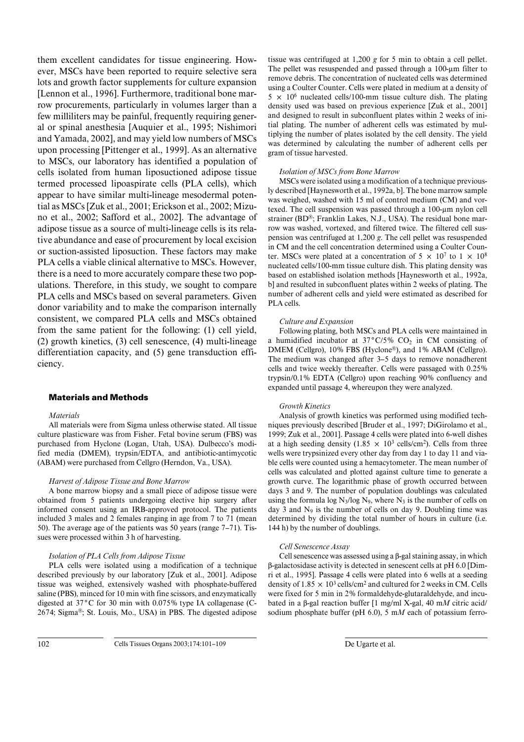them excellent candidates for tissue engineering. However, MSCs have been reported to require selective sera lots and growth factor supplements for culture expansion [Lennon et al., 1996]. Furthermore, traditional bone marrow procurements, particularly in volumes larger than a few milliliters may be painful, frequently requiring general or spinal anesthesia [Auquier et al., 1995; Nishimori and Yamada, 2002], and may yield low numbers of MSCs upon processing [Pittenger et al., 1999]. As an alternative to MSCs, our laboratory has identified a population of cells isolated from human liposuctioned adipose tissue termed processed lipoaspirate cells (PLA cells), which appear to have similar multi-lineage mesodermal potential as MSCs [Zuk et al., 2001; Erickson et al., 2002; Mizuno et al., 2002; Safford et al., 2002]. The advantage of adipose tissue as a source of multi-lineage cells is its relative abundance and ease of procurement by local excision or suction-assisted liposuction. These factors may make PLA cells a viable clinical alternative to MSCs. However, there is a need to more accurately compare these two populations. Therefore, in this study, we sought to compare PLA cells and MSCs based on several parameters. Given donor variability and to make the comparison internally consistent, we compared PLA cells and MSCs obtained from the same patient for the following: (1) cell yield, (2) growth kinetics, (3) cell senescence, (4) multi-lineage differentiation capacity, and (5) gene transduction efficiency.

## Materials and Methods

### *Materials*

All materials were from Sigma unless otherwise stated. All tissue culture plasticware was from Fisher. Fetal bovine serum (FBS) was purchased from Hyclone (Logan, Utah, USA). Dulbecco's modified media (DMEM), trypsin/EDTA, and antibiotic-antimycotic (ABAM) were purchased from Cellgro (Herndon, Va., USA).

### *Harvest of Adipose Tissue and Bone Marrow*

A bone marrow biopsy and a small piece of adipose tissue were obtained from 5 patients undergoing elective hip surgery after informed consent using an IRB-approved protocol. The patients included 3 males and 2 females ranging in age from 7 to 71 (mean 50). The average age of the patients was 50 years (range 7–71). Tissues were processed within 3 h of harvesting.

### *Isolation of PLA Cells from Adipose Tissue*

PLA cells were isolated using a modification of a technique described previously by our laboratory [Zuk et al., 2001]. Adipose tissue was weighed, extensively washed with phosphate-buffered saline (PBS), minced for 10 min with fine scissors, and enzymatically digested at 37°C for 30 min with 0.075% type IA collagenase (C-2674; Sigma®; St. Louis, Mo., USA) in PBS. The digested adipose tissue was centrifuged at 1,200 *g* for 5 min to obtain a cell pellet. The pellet was resuspended and passed through a 100-µm filter to remove debris. The concentration of nucleated cells was determined using a Coulter Counter. Cells were plated in medium at a density of $5 \times 10^6$ nucleated cells/100-mm tissue culture dish. The plating density used was based on previous experience [Zuk et al., 2001] and designed to result in subconfluent plates within 2 weeks of initial plating. The number of adherent cells was estimated by multiplying the number of plates isolated by the cell density. The yield was determined by calculating the number of adherent cells per gram of tissue harvested.

### *Isolation of MSCs from Bone Marrow*

MSCs were isolated using a modification of a technique previously described [Haynesworth et al., 1992a, b]. The bone marrow sample was weighed, washed with 15 ml of control medium (CM) and vortexed. The cell suspension was passed through a 100-µm nylon cell strainer (BD®; Franklin Lakes, N.J., USA). The residual bone marrow was washed, vortexed, and filtered twice. The filtered cell suspension was centrifuged at 1,200 *g*. The cell pellet was resuspended in CM and the cell concentration determined using a Coulter Counter. MSCs were plated at a concentration of $5 \times 10^7$ to $1 \times 10^8$ nucleated cells/100-mm tissue culture dish. This plating density was based on established isolation methods [Haynesworth et al., 1992a, b] and resulted in subconfluent plates within 2 weeks of plating. The number of adherent cells and yield were estimated as described for PLA cells.

### *Culture and Expansion*

Following plating, both MSCs and PLA cells were maintained in a humidified incubator at 37°C/5% $CO_2$ in CM consisting of DMEM (Cellgro), 10% FBS (Hyclone®), and 1% ABAM (Cellgro). The medium was changed after 3–5 days to remove nonadherent cells and twice weekly thereafter. Cells were passaged with 0.25% trypsin/0.1% EDTA (Cellgro) upon reaching 90% confluency and expanded until passage 4, whereupon they were analyzed.

### *Growth Kinetics*

Analysis of growth kinetics was performed using modified techniques previously described [Bruder et al., 1997; DiGirolamo et al., 1999; Zuk et al., 2001]. Passage 4 cells were plated into 6-well dishes at a high seeding density ($1.85 \times 10^3$ cells/cm$^2$). Cells from three wells were trypsinized every other day from day 1 to day 11 and viable cells were counted using a hemacytometer. The mean number of cells was calculated and plotted against culture time to generate a growth curve. The logarithmic phase of growth occurred between days 3 and 9. The number of population doublings was calculated using the formula $\log N_3/\log N_9$, where $N_3$ is the number of cells on day 3 and $N_9$ is the number of cells on day 9. Doubling time was determined by dividing the total number of hours in culture (i.e. 144 h) by the number of doublings.

### *Cell Senescence Assay*

Cell senescence was assessed using a β-gal staining assay, in which β-galactosidase activity is detected in senescent cells at pH 6.0 [Dimri et al., 1995]. Passage 4 cells were plated into 6 wells at a seeding density of $1.85 \times 10^3$ cells/cm$^2$ and cultured for 2 weeks in CM. Cells were fixed for 5 min in 2% formaldehyde-glutaraldehyde, and incubated in a β-gal reaction buffer [1 mg/ml X-gal, 40 m*M* citric acid/sodium phosphate buffer (pH 6.0), 5 m*M* each of potassium ferro-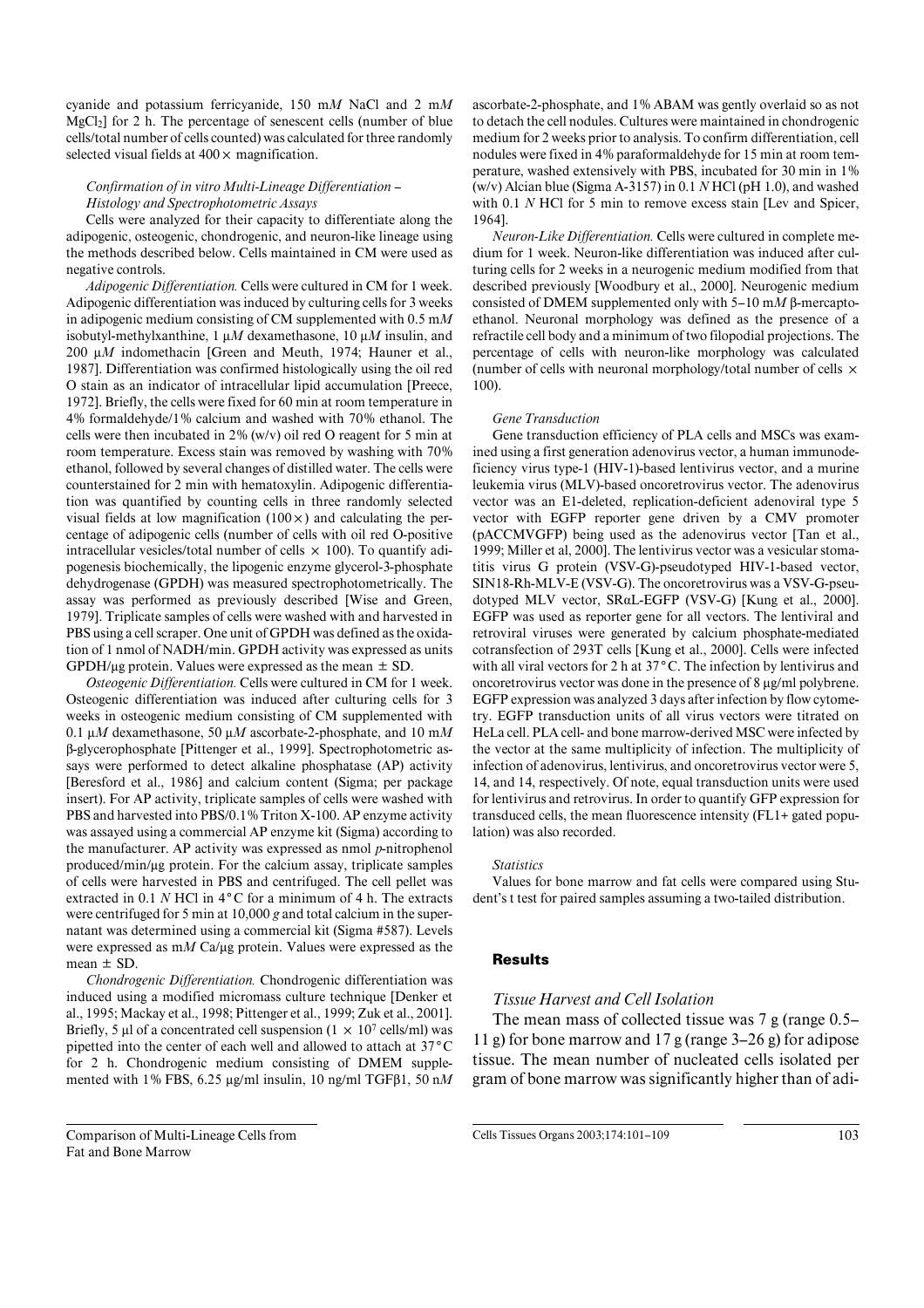cyanide and potassium ferricyanide, 150 m$M$ NaCl and 2 m$M$ $MgCl_2$] for 2 h. The percentage of senescent cells (number of blue cells/total number of cells counted) was calculated for three randomly selected visual fields at 400× magnification.

*Confirmation of in vitro Multi-Lineage Differentiation – Histology and Spectrophotometric Assays*

Cells were analyzed for their capacity to differentiate along the adipogenic, osteogenic, chondrogenic, and neuron-like lineage using the methods described below. Cells maintained in CM were used as negative controls.

*Adipogenic Differentiation.* Cells were cultured in CM for 1 week. Adipogenic differentiation was induced by culturing cells for 3 weeks in adipogenic medium consisting of CM supplemented with 0.5 m$M$ isobutyl-methylxanthine, 1 µ$M$ dexamethasone, 10 µ$M$ insulin, and 200 µ$M$ indomethacin [Green and Meuth, 1974; Hauner et al., 1987]. Differentiation was confirmed histologically using the oil red O stain as an indicator of intracellular lipid accumulation [Preece, 1972]. Briefly, the cells were fixed for 60 min at room temperature in 4% formaldehyde/1% calcium and washed with 70% ethanol. The cells were then incubated in 2% (w/v) oil red O reagent for 5 min at room temperature. Excess stain was removed by washing with 70% ethanol, followed by several changes of distilled water. The cells were counterstained for 2 min with hematoxylin. Adipogenic differentiation was quantified by counting cells in three randomly selected visual fields at low magnification (100×) and calculating the percentage of adipogenic cells (number of cells with oil red O-positive intracellular vesicles/total number of cells × 100). To quantify adipogenesis biochemically, the lipogenic enzyme glycerol-3-phosphate dehydrogenase (GPDH) was measured spectrophotometrically. The assay was performed as previously described [Wise and Green, 1979]. Triplicate samples of cells were washed with and harvested in PBS using a cell scraper. One unit of GPDH was defined as the oxidation of 1 nmol of NADH/min. GPDH activity was expressed as units GPDH/µg protein. Values were expressed as the mean ± SD.

*Osteogenic Differentiation.* Cells were cultured in CM for 1 week. Osteogenic differentiation was induced after culturing cells for 3 weeks in osteogenic medium consisting of CM supplemented with 0.1 µ$M$ dexamethasone, 50 µ$M$ ascorbate-2-phosphate, and 10 m$M$ β-glycerophosphate [Pittenger et al., 1999]. Spectrophotometric assays were performed to detect alkaline phosphatase (AP) activity [Beresford et al., 1986] and calcium content (Sigma; per package insert). For AP activity, triplicate samples of cells were washed with PBS and harvested into PBS/0.1% Triton X-100. AP enzyme activity was assayed using a commercial AP enzyme kit (Sigma) according to the manufacturer. AP activity was expressed as nmol $p$-nitrophenol produced/min/µg protein. For the calcium assay, triplicate samples of cells were harvested in PBS and centrifuged. The cell pellet was extracted in 0.1 $N$ HCl in 4°C for a minimum of 4 h. The extracts were centrifuged for 5 min at 10,000 $g$ and total calcium in the supernatant was determined using a commercial kit (Sigma #587). Levels were expressed as m$M$ Ca/µg protein. Values were expressed as the mean ± SD.

*Chondrogenic Differentiation.* Chondrogenic differentiation was induced using a modified micromass culture technique [Denker et al., 1995; Mackay et al., 1998; Pittenger et al., 1999; Zuk et al., 2001]. Briefly, 5 µl of a concentrated cell suspension ($1 \times 10^7$ cells/ml) was pipetted into the center of each well and allowed to attach at 37°C for 2 h. Chondrogenic medium consisting of DMEM supplemented with 1% FBS, 6.25 µg/ml insulin, 10 ng/ml TGFβ1, 50 n$M$ ascorbate-2-phosphate, and 1% ABAM was gently overlaid so as not to detach the cell nodules. Cultures were maintained in chondrogenic medium for 2 weeks prior to analysis. To confirm differentiation, cell nodules were fixed in 4% paraformaldehyde for 15 min at room temperature, washed extensively with PBS, incubated for 30 min in 1% (w/v) Alcian blue (Sigma A-3157) in 0.1 $N$ HCl (pH 1.0), and washed with 0.1 $N$ HCl for 5 min to remove excess stain [Lev and Spicer, 1964].

*Neuron-Like Differentiation.* Cells were cultured in complete medium for 1 week. Neuron-like differentiation was induced after culturing cells for 2 weeks in a neurogenic medium modified from that described previously [Woodbury et al., 2000]. Neurogenic medium consisted of DMEM supplemented only with 5–10 m$M$ β-mercaptoethanol. Neuronal morphology was defined as the presence of a refractile cell body and a minimum of two filopodial projections. The percentage of cells with neuron-like morphology was calculated (number of cells with neuronal morphology/total number of cells × 100).

*Gene Transduction*

Gene transduction efficiency of PLA cells and MSCs was examined using a first generation adenovirus vector, a human immunodeficiency virus type-1 (HIV-1)-based lentivirus vector, and a murine leukemia virus (MLV)-based oncoretrovirus vector. The adenovirus vector was an E1-deleted, replication-deficient adenoviral type 5 vector with EGFP reporter gene driven by a CMV promoter (pACCMVGFP) being used as the adenovirus vector [Tan et al., 1999; Miller et al, 2000]. The lentivirus vector was a vesicular stomatitis virus G protein (VSV-G)-pseudotyped HIV-1-based vector, SIN18-Rh-MLV-E (VSV-G). The oncoretrovirus was a VSV-G-pseudotyped MLV vector, SRαL-EGFP (VSV-G) [Kung et al., 2000]. EGFP was used as reporter gene for all vectors. The lentiviral and retroviral viruses were generated by calcium phosphate-mediated cotransfection of 293T cells [Kung et al., 2000]. Cells were infected with all viral vectors for 2 h at 37°C. The infection by lentivirus and oncoretrovirus vector was done in the presence of 8 µg/ml polybrene. EGFP expression was analyzed 3 days after infection by flow cytometry. EGFP transduction units of all virus vectors were titrated on HeLa cell. PLA cell- and bone marrow-derived MSC were infected by the vector at the same multiplicity of infection. The multiplicity of infection of adenovirus, lentivirus, and oncoretrovirus vector were 5, 14, and 14, respectively. Of note, equal transduction units were used for lentivirus and retrovirus. In order to quantify GFP expression for transduced cells, the mean fluorescence intensity (FL1+ gated population) was also recorded.

*Statistics*

Values for bone marrow and fat cells were compared using Student's t test for paired samples assuming a two-tailed distribution.

## Results

### Tissue Harvest and Cell Isolation

The mean mass of collected tissue was 7 g (range 0.5–11 g) for bone marrow and 17 g (range 3–26 g) for adipose tissue. The mean number of nucleated cells isolated per gram of bone marrow was significantly higher than of adi-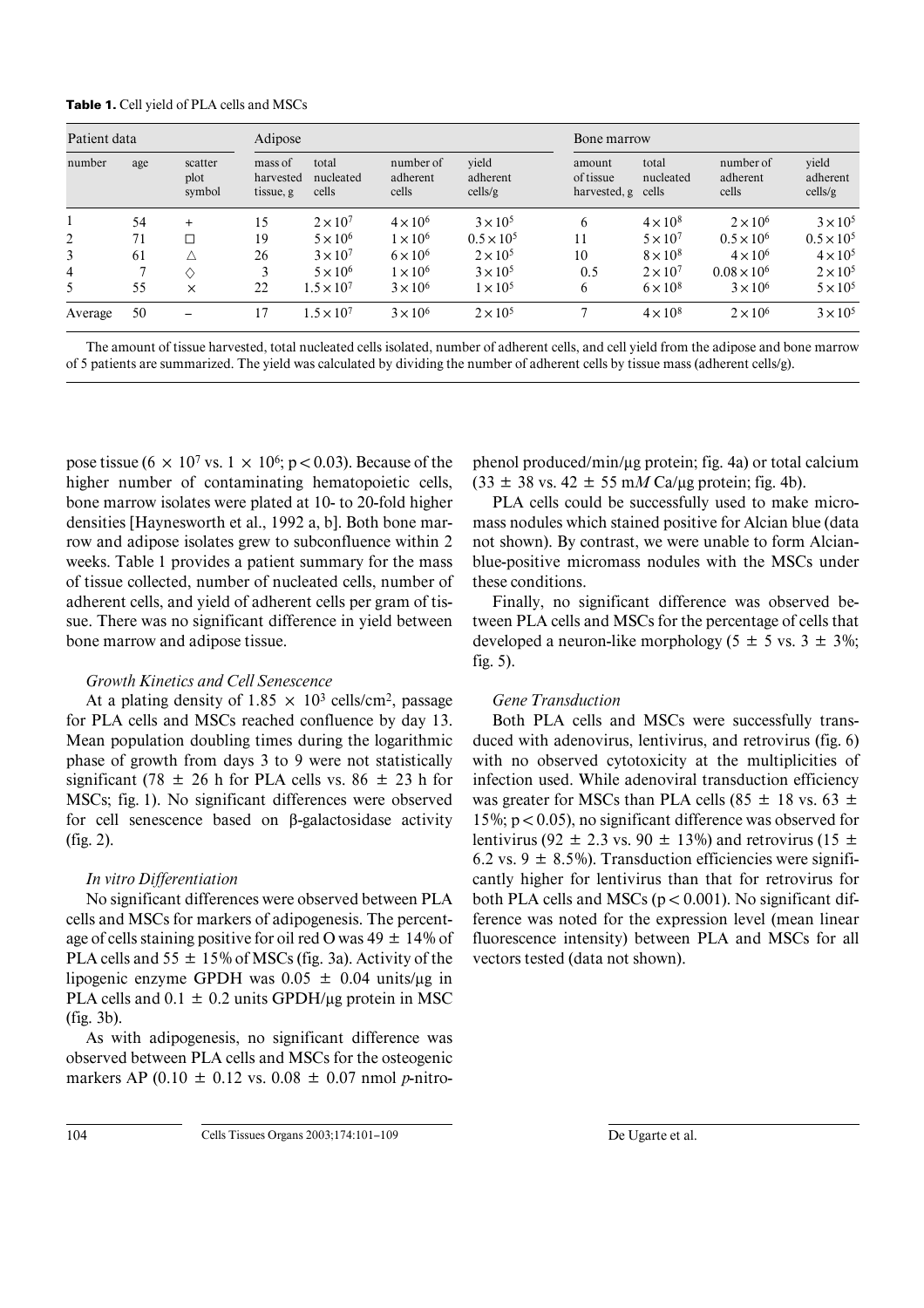**Table 1.** Cell yield of PLA cells and MSCs

| Patient data | | | Adipose | | | | Bone marrow | | | |
|---|---|---|---|---|---|---|---|---|---|---|
| number | age | scatter plot symbol | mass of harvested tissue, g | total nucleated cells | number of adherent cells | yield adherent cells/g | amount of tissue harvested, g | total nucleated cells | number of adherent cells | yield adherent cells/g |
| 1 | 54 | + | 15 | $2 \times 10^7$ | $4 \times 10^6$ | $3 \times 10^5$ | 6 | $4 \times 10^8$ | $2 \times 10^6$ | $3 \times 10^5$ |
| 2 | 71 | □ | 19 | $5 \times 10^6$ | $1 \times 10^6$ | $0.5 \times 10^5$ | 11 | $5 \times 10^7$ | $0.5 \times 10^6$ | $0.5 \times 10^5$ |
| 3 | 61 | △ | 26 | $3 \times 10^7$ | $6 \times 10^6$ | $2 \times 10^5$ | 10 | $8 \times 10^8$ | $4 \times 10^6$ | $4 \times 10^5$ |
| 4 | 7 | ◇ | 3 | $5 \times 10^6$ | $1 \times 10^6$ | $3 \times 10^5$ | 0.5 | $2 \times 10^7$ | $0.08 \times 10^6$ | $2 \times 10^5$ |
| 5 | 55 | × | 22 | $1.5 \times 10^7$ | $3 \times 10^6$ | $1 \times 10^5$ | 6 | $6 \times 10^8$ | $3 \times 10^6$ | $5 \times 10^5$ |
| Average | 50 | – | 17 | $1.5 \times 10^7$ | $3 \times 10^6$ | $2 \times 10^5$ | 7 | $4 \times 10^8$ | $2 \times 10^6$ | $3 \times 10^5$ |

The amount of tissue harvested, total nucleated cells isolated, number of adherent cells, and cell yield from the adipose and bone marrow of 5 patients are summarized. The yield was calculated by dividing the number of adherent cells by tissue mass (adherent cells/g).

pose tissue ($6 \times 10^7$ vs. $1 \times 10^6$; $p < 0.03$). Because of the higher number of contaminating hematopoietic cells, bone marrow isolates were plated at 10- to 20-fold higher densities [Haynesworth et al., 1992 a, b]. Both bone marrow and adipose isolates grew to subconfluence within 2 weeks. Table 1 provides a patient summary for the mass of tissue collected, number of nucleated cells, number of adherent cells, and yield of adherent cells per gram of tissue. There was no significant difference in yield between bone marrow and adipose tissue.

### *Growth Kinetics and Cell Senescence*

At a plating density of $1.85 \times 10^3$ cells/cm$^2$, passage for PLA cells and MSCs reached confluence by day 13. Mean population doubling times during the logarithmic phase of growth from days 3 to 9 were not statistically significant (78 ± 26 h for PLA cells vs. 86 ± 23 h for MSCs; fig. 1). No significant differences were observed for cell senescence based on β-galactosidase activity (fig. 2).

### *In vitro Differentiation*

No significant differences were observed between PLA cells and MSCs for markers of adipogenesis. The percentage of cells staining positive for oil red O was 49 ± 14% of PLA cells and 55 ± 15% of MSCs (fig. 3a). Activity of the lipogenic enzyme GPDH was 0.05 ± 0.04 units/μg in PLA cells and 0.1 ± 0.2 units GPDH/μg protein in MSC (fig. 3b).

As with adipogenesis, no significant difference was observed between PLA cells and MSCs for the osteogenic markers AP (0.10 ± 0.12 vs. 0.08 ± 0.07 nmol *p*-nitrophenol produced/min/μg protein; fig. 4a) or total calcium (33 ± 38 vs. 42 ± 55 m*M* Ca/μg protein; fig. 4b).

PLA cells could be successfully used to make micromass nodules which stained positive for Alcian blue (data not shown). By contrast, we were unable to form Alcian-blue-positive micromass nodules with the MSCs under these conditions.

Finally, no significant difference was observed between PLA cells and MSCs for the percentage of cells that developed a neuron-like morphology (5 ± 5 vs. 3 ± 3%; fig. 5).

### *Gene Transduction*

Both PLA cells and MSCs were successfully transduced with adenovirus, lentivirus, and retrovirus (fig. 6) with no observed cytotoxicity at the multiplicities of infection used. While adenoviral transduction efficiency was greater for MSCs than PLA cells (85 ± 18 vs. 63 ± 15%; $p < 0.05$), no significant difference was observed for lentivirus (92 ± 2.3 vs. 90 ± 13%) and retrovirus (15 ± 6.2 vs. 9 ± 8.5%). Transduction efficiencies were significantly higher for lentivirus than that for retrovirus for both PLA cells and MSCs ($p < 0.001$). No significant difference was noted for the expression level (mean linear fluorescence intensity) between PLA and MSCs for all vectors tested (data not shown).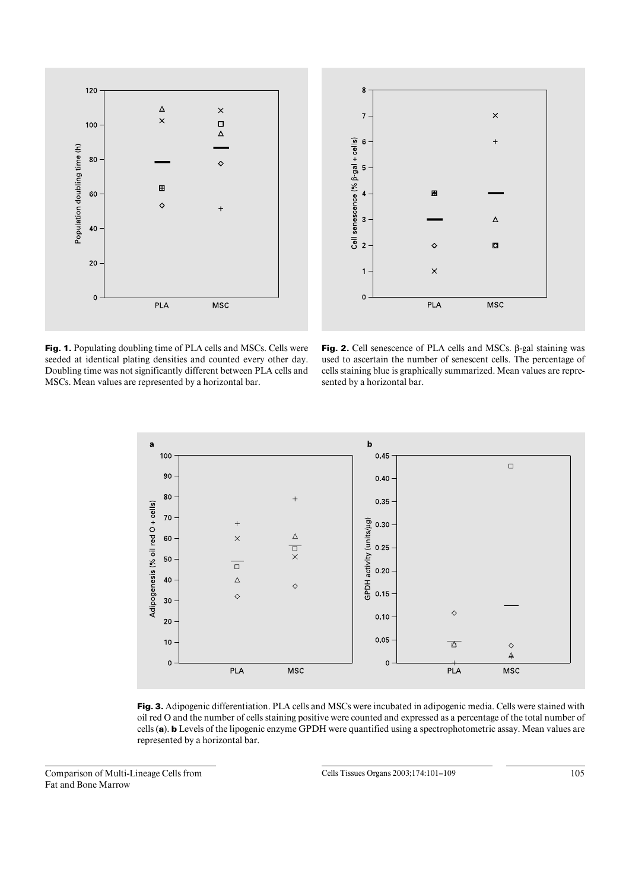**Fig. 1.** Populating doubling time of PLA cells and MSCs. Cells were seeded at identical plating densities and counted every other day. Doubling time was not significantly different between PLA cells and MSCs. Mean values are represented by a horizontal bar.

**Fig. 2.** Cell senescence of PLA cells and MSCs. β-gal staining was used to ascertain the number of senescent cells. The percentage of cells staining blue is graphically summarized. Mean values are represented by a horizontal bar.

**Fig. 3.** Adipogenic differentiation. PLA cells and MSCs were incubated in adipogenic media. Cells were stained with oil red O and the number of cells staining positive were counted and expressed as a percentage of the total number of cells (**a**). **b** Levels of the lipogenic enzyme GPDH were quantified using a spectrophotometric assay. Mean values are represented by a horizontal bar.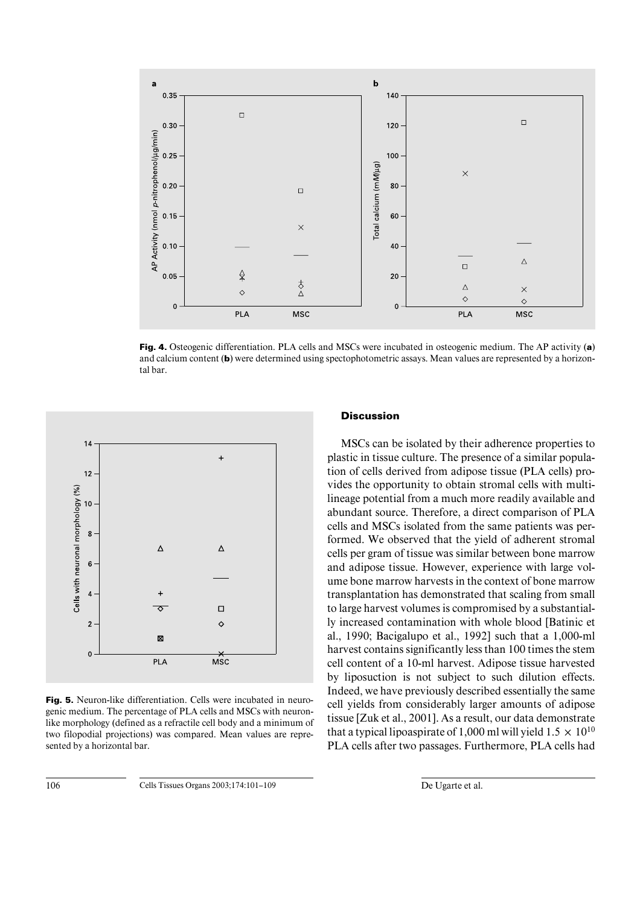**Fig. 4.** Osteogenic differentiation. PLA cells and MSCs were incubated in osteogenic medium. The AP activity (**a**) and calcium content (**b**) were determined using spectophotometric assays. Mean values are represented by a horizontal bar.

**Fig. 5.** Neuron-like differentiation. Cells were incubated in neurogenic medium. The percentage of PLA cells and MSCs with neuron-like morphology (defined as a refractile cell body and a minimum of two filopodial projections) was compared. Mean values are represented by a horizontal bar.

## Discussion

MSCs can be isolated by their adherence properties to plastic in tissue culture. The presence of a similar population of cells derived from adipose tissue (PLA cells) provides the opportunity to obtain stromal cells with multilineage potential from a much more readily available and abundant source. Therefore, a direct comparison of PLA cells and MSCs isolated from the same patients was performed. We observed that the yield of adherent stromal cells per gram of tissue was similar between bone marrow and adipose tissue. However, experience with large volume bone marrow harvests in the context of bone marrow transplantation has demonstrated that scaling from small to large harvest volumes is compromised by a substantially increased contamination with whole blood [Batinic et al., 1990; Bacigalupo et al., 1992] such that a 1,000-ml harvest contains significantly less than 100 times the stem cell content of a 10-ml harvest. Adipose tissue harvested by liposuction is not subject to such dilution effects. Indeed, we have previously described essentially the same cell yields from considerably larger amounts of adipose tissue [Zuk et al., 2001]. As a result, our data demonstrate that a typical lipoaspirate of 1,000 ml will yield $1.5 \times 10^{10}$ PLA cells after two passages. Furthermore, PLA cells had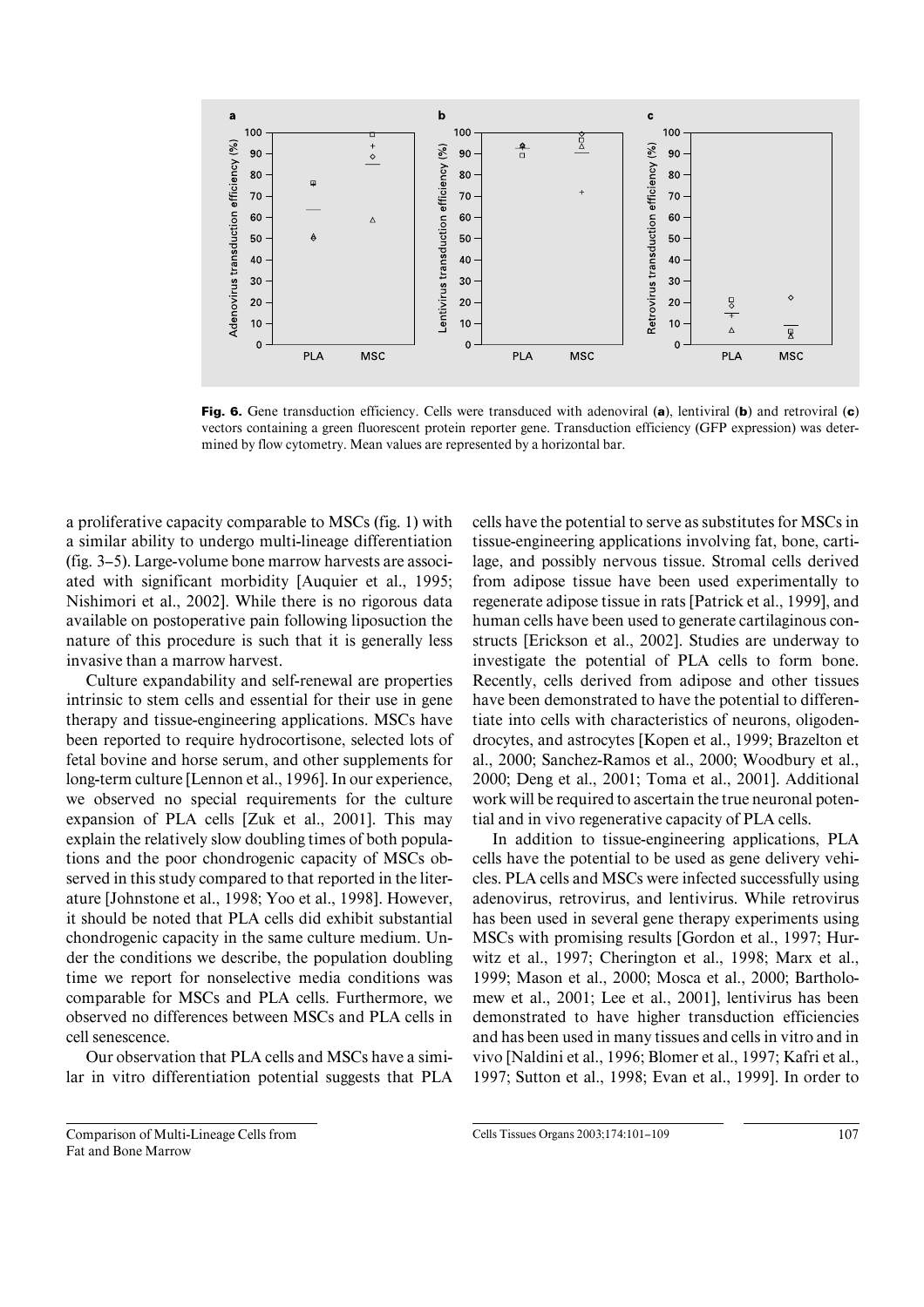**Fig. 6.** Gene transduction efficiency. Cells were transduced with adenoviral (**a**), lentiviral (**b**) and retroviral (**c**) vectors containing a green fluorescent protein reporter gene. Transduction efficiency (GFP expression) was determined by flow cytometry. Mean values are represented by a horizontal bar.

a proliferative capacity comparable to MSCs (fig. 1) with a similar ability to undergo multi-lineage differentiation (fig. 3–5). Large-volume bone marrow harvests are associated with significant morbidity [Auquier et al., 1995; Nishimori et al., 2002]. While there is no rigorous data available on postoperative pain following liposuction the nature of this procedure is such that it is generally less invasive than a marrow harvest.

Culture expandability and self-renewal are properties intrinsic to stem cells and essential for their use in gene therapy and tissue-engineering applications. MSCs have been reported to require hydrocortisone, selected lots of fetal bovine and horse serum, and other supplements for long-term culture [Lennon et al., 1996]. In our experience, we observed no special requirements for the culture expansion of PLA cells [Zuk et al., 2001]. This may explain the relatively slow doubling times of both populations and the poor chondrogenic capacity of MSCs observed in this study compared to that reported in the literature [Johnstone et al., 1998; Yoo et al., 1998]. However, it should be noted that PLA cells did exhibit substantial chondrogenic capacity in the same culture medium. Under the conditions we describe, the population doubling time we report for nonselective media conditions was comparable for MSCs and PLA cells. Furthermore, we observed no differences between MSCs and PLA cells in cell senescence.

Our observation that PLA cells and MSCs have a similar in vitro differentiation potential suggests that PLA cells have the potential to serve as substitutes for MSCs in tissue-engineering applications involving fat, bone, cartilage, and possibly nervous tissue. Stromal cells derived from adipose tissue have been used experimentally to regenerate adipose tissue in rats [Patrick et al., 1999], and human cells have been used to generate cartilaginous constructs [Erickson et al., 2002]. Studies are underway to investigate the potential of PLA cells to form bone. Recently, cells derived from adipose and other tissues have been demonstrated to have the potential to differentiate into cells with characteristics of neurons, oligodendrocytes, and astrocytes [Kopen et al., 1999; Brazelton et al., 2000; Sanchez-Ramos et al., 2000; Woodbury et al., 2000; Deng et al., 2001; Toma et al., 2001]. Additional work will be required to ascertain the true neuronal potential and in vivo regenerative capacity of PLA cells.

In addition to tissue-engineering applications, PLA cells have the potential to be used as gene delivery vehicles. PLA cells and MSCs were infected successfully using adenovirus, retrovirus, and lentivirus. While retrovirus has been used in several gene therapy experiments using MSCs with promising results [Gordon et al., 1997; Hurwitz et al., 1997; Cherington et al., 1998; Marx et al., 1999; Mason et al., 2000; Mosca et al., 2000; Bartholomew et al., 2001; Lee et al., 2001], lentivirus has been demonstrated to have higher transduction efficiencies and has been used in many tissues and cells in vitro and in vivo [Naldini et al., 1996; Blomer et al., 1997; Kafri et al., 1997; Sutton et al., 1998; Evan et al., 1999]. In order to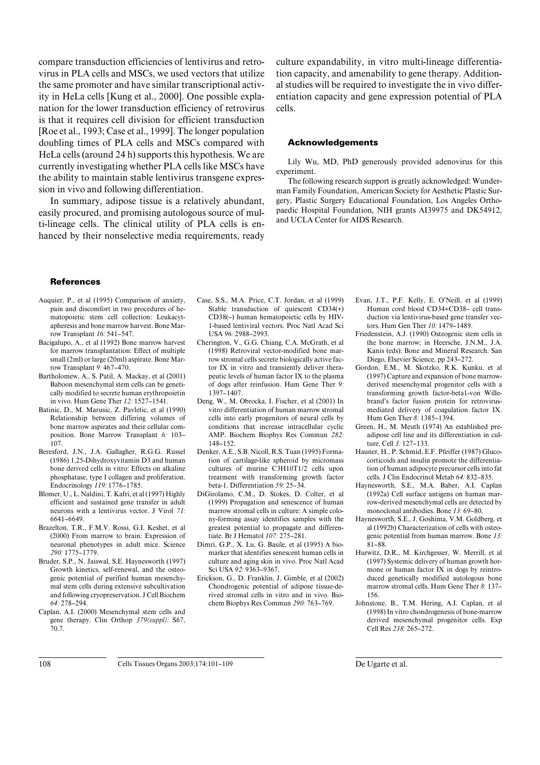compare transduction efficiencies of lentivirus and retrovirus in PLA cells and MSCs, we used vectors that utilize the same promoter and have similar transcriptional activity in HeLa cells [Kung et al., 2000]. One possible explanation for the lower transduction efficiency of retrovirus is that it requires cell division for efficient transduction [Roe et al., 1993; Case et al., 1999]. The longer population doubling times of PLA cells and MSCs compared with HeLa cells (around 24 h) supports this hypothesis. We are currently investigating whether PLA cells like MSCs have the ability to maintain stable lentivirus transgene expression in vivo and following differentiation.

In summary, adipose tissue is a relatively abundant, easily procured, and promising autologous source of multi-lineage cells. The clinical utility of PLA cells is enhanced by their nonselective media requirements, ready culture expandability, in vitro multi-lineage differentiation capacity, and amenability to gene therapy. Additional studies will be required to investigate the in vivo differentiation capacity and gene expression potential of PLA cells.

## Acknowledgements

Lily Wu, MD, PhD generously provided adenovirus for this experiment.

The following research support is greatly acknowledged: Wunderman Family Foundation, American Society for Aesthetic Plastic Surgery, Plastic Surgery Educational Foundation, Los Angeles Orthopaedic Hospital Foundation, NIH grants AI39975 and DK54912, and UCLA Center for AIDS Research.

## References

- Auquier, P., et al (1995) Comparison of anxiety, pain and discomfort in two procedures of hematopoietic stem cell collection: Leukacytapheresis and bone marrow harvest. Bone Marrow Transplant *16:* 541–547.
- Bacigalupo, A., et al (1992) Bone marrow harvest for marrow transplantation: Effect of multiple small (2ml) or large (20ml) aspirate. Bone Marrow Transplant *9:* 467–470.
- Bartholomew, A., S. Patil, A. Mackay, et al (2001) Baboon mesenchymal stem cells can be genetically modified to secrete human erythropoietin in vivo. Hum Gene Ther *12:* 1527–1541.
- Batinic, D., M. Marusic, Z. Pavletic, et al (1990) Relationship between differing volumes of bone marrow aspirates and their cellular composition. Bone Marrow Transplant *6:* 103–107.
- Beresford, J.N., J.A. Gallagher, R.G.G. Russel (1986) 1,25-Dihydroxyvitamin D3 and human bone derived cells in vitro: Effects on alkaline phosphatase, type I collagen and proliferation. Endocrinology *119:* 1776–1785.
- Blomer, U., L. Naldini, T. Kafri, et al (1997) Highly efficient and sustained gene transfer in adult neurons with a lentivirus vector. J Virol *71:* 6641–6649.
- Brazelton, T.R., F.M.V. Rossi, G.I. Keshet, et al (2000) From marrow to brain: Expression of neuronal phenotypes in adult mice. Science *290:* 1775–1779.
- Bruder, S.P., N. Jaiswal, S.E. Haynesworth (1997) Growth kinetics, self-renewal, and the osteogenic potential of purified human mesenchymal stem cells during extensive subcultivation and following cryopreservation. J Cell Biochem *64:* 278–294.
- Caplan, A.I. (2000) Mesenchymal stem cells and gene therapy. Clin Orthop *379(suppl):* S67, 70.7.
- Case, S.S., M.A. Price, C.T. Jordan, et al (1999) Stable transduction of quiescent CD34(+) CD38(–) human hematopoietic cells by HIV-1-based lentiviral vectors. Proc Natl Acad Sci USA *96:* 2988–2993.
- Cherington, V., G.G. Chiang, C.A. McGrath, et al (1998) Retroviral vector-modified bone marrow stromal cells secrete biologically active factor IX in vitro and transiently deliver therapeutic levels of human factor IX to the plasma of dogs after reinfusion. Hum Gene Ther *9:* 1397–1407.
- Deng, W., M. Obrocka, I. Fischer, et al (2001) In vitro differentiation of human marrow stromal cells into early progenitors of neural cells by conditions that increase intracellular cyclic AMP. Biochem Biophys Res Commun *282:* 148–152.
- Denker, A.E., S.B. Nicoll, R.S. Tuan (1995) Formation of cartilage-like spheroid by micromass cultures of murine C3H10T1/2 cells upon treatment with transforming growth factor beta-1. Differentiation *59:* 25–34.
- DiGirolamo, C.M., D. Stokes, D. Colter, et al (1999) Propagation and senescence of human marrow stromal cells in culture: A simple colony-forming assay identifies samples with the greatest potential to propagate and differentiate. Br J Hematol *107:* 275–281.
- Dimri, G.P., X. Lu, G. Basile, et al (1995) A biomarker that identifies senescent human cells in culture and aging skin in vivo. Proc Natl Acad Sci USA *92:* 9363–9367.
- Erickson, G., D. Franklin, J. Gimble, et al (2002) Chondrogenic potential of adipose tissue-derived stromal cells in vitro and in vivo. Biochem Biophys Res Commun *290:* 763–769.
- Evan, J.T., P.F. Kelly, E. O'Neill, et al (1999) Human cord blood CD34+CD38– cell transduction via lentivirus-based gene transfer vectors. Hum Gen Ther *10:* 1479–1489.
- Friedenstein, A.J. (1990) Osteogenic stem cells in the bone marrow; in Heersche, J.N.M., J.A. Kanis (eds): Bone and Mineral Research. San Diego, Elsevier Science, pp 243–272.
- Gordon, E.M., M. Skotzko, R.K. Kunku, et al (1997) Capture and expansion of bone marrow-derived mesenchymal progenitor cells with a transforming growth factor-beta1-von Willebrand's factor fusion protein for retrovirus-mediated delivery of coagulation factor IX. Hum Gen Ther *8:* 1385–1394.
- Green, H., M. Meuth (1974) An established preadipose cell line and its differentiation in culture. Cell *3:* 127–133.
- Hauner, H., P. Schmid, E.F. Pfeiffer (1987) Glucocorticoids and insulin promote the differentiation of human adipocyte precursor cells into fat cells. J Clin Endocrinol Metab *64:* 832–835.
- Haynesworth, S.E., M.A. Baber, A.I. Caplan (1992a) Cell surface antigens on human marrow-derived mesenchymal cells are detected by monoclonal antibodies. Bone *13:* 69–80.
- Haynesworth, S.E., J. Goshima, V.M. Goldberg, et al (1992b) Characterization of cells with osteogenic potential from human marrow. Bone *13:* 81–88.
- Hurwitz, D.R., M. Kirchgesser, W. Merrill, et al (1997) Systemic delivery of human growth hormone or human factor IX in dogs by reintroduced genetically modified autologous bone marrow stromal cells. Hum Gene Ther *8:* 137–156.
- Johnstone, B., T.M. Hering, A.I. Caplan, et al (1998) In vitro chondrogenesis of bone-marrow derived mesenchymal progenitor cells. Exp Cell Res *238:* 265–272.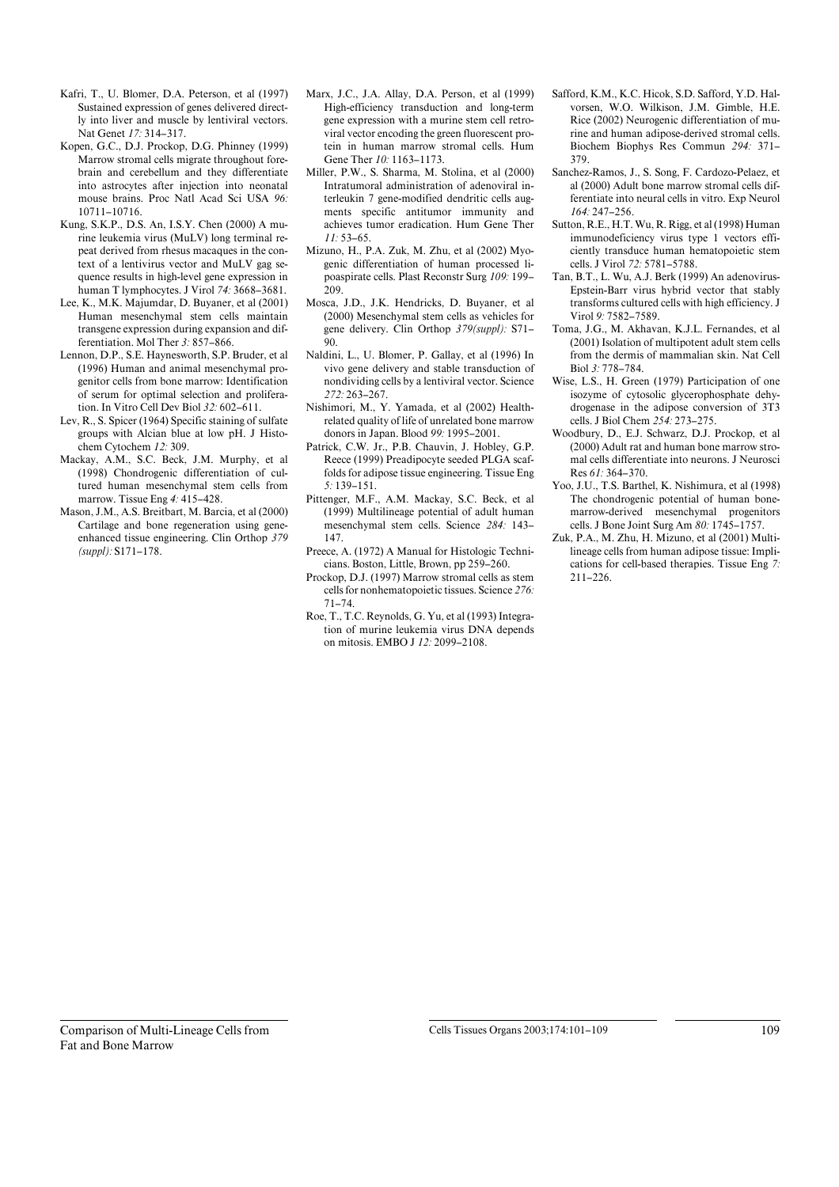Kafri, T., U. Blomer, D.A. Peterson, et al (1997) Sustained expression of genes delivered directly into liver and muscle by lentiviral vectors. Nat Genet *17:* 314–317.

Kopen, G.C., D.J. Prockop, D.G. Phinney (1999) Marrow stromal cells migrate throughout forebrain and cerebellum and they differentiate into astrocytes after injection into neonatal mouse brains. Proc Natl Acad Sci USA *96:* 10711–10716.

Kung, S.K.P., D.S. An, I.S.Y. Chen (2000) A murine leukemia virus (MuLV) long terminal repeat derived from rhesus macaques in the context of a lentivirus vector and MuLV gag sequence results in high-level gene expression in human T lymphocytes. J Virol *74:* 3668–3681.

Lee, K., M.K. Majumdar, D. Buyaner, et al (2001) Human mesenchymal stem cells maintain transgene expression during expansion and differentiation. Mol Ther *3:* 857–866.

Lennon, D.P., S.E. Haynesworth, S.P. Bruder, et al (1996) Human and animal mesenchymal progenitor cells from bone marrow: Identification of serum for optimal selection and proliferation. In Vitro Cell Dev Biol *32:* 602–611.

Lev, R., S. Spicer (1964) Specific staining of sulfate groups with Alcian blue at low pH. J Histochem Cytochem *12:* 309.

Mackay, A.M., S.C. Beck, J.M. Murphy, et al (1998) Chondrogenic differentiation of cultured human mesenchymal stem cells from marrow. Tissue Eng *4:* 415–428.

Mason, J.M., A.S. Breitbart, M. Barcia, et al (2000) Cartilage and bone regeneration using gene-enhanced tissue engineering. Clin Orthop *379 (suppl):* S171–178.

Marx, J.C., J.A. Allay, D.A. Person, et al (1999) High-efficiency transduction and long-term gene expression with a murine stem cell retroviral vector encoding the green fluorescent protein in human marrow stromal cells. Hum Gene Ther *10:* 1163–1173.

Miller, P.W., S. Sharma, M. Stolina, et al (2000) Intratumoral administration of adenoviral interleukin 7 gene-modified dendritic cells augments specific antitumor immunity and achieves tumor eradication. Hum Gene Ther *11:* 53–65.

Mizuno, H., P.A. Zuk, M. Zhu, et al (2002) Myogenic differentiation of human processed lipoaspirate cells. Plast Reconstr Surg *109:* 199–209.

Mosca, J.D., J.K. Hendricks, D. Buyaner, et al (2000) Mesenchymal stem cells as vehicles for gene delivery. Clin Orthop *379(suppl):* S71–90.

Naldini, L., U. Blomer, P. Gallay, et al (1996) In vivo gene delivery and stable transduction of nondividing cells by a lentiviral vector. Science *272:* 263–267.

Nishimori, M., Y. Yamada, et al (2002) Health-related quality of life of unrelated bone marrow donors in Japan. Blood *99:* 1995–2001.

Patrick, C.W. Jr., P.B. Chauvin, J. Hobley, G.P. Reece (1999) Preadipocyte seeded PLGA scaffolds for adipose tissue engineering. Tissue Eng *5:* 139–151.

Pittenger, M.F., A.M. Mackay, S.C. Beck, et al (1999) Multilineage potential of adult human mesenchymal stem cells. Science *284:* 143–147.

Preece, A. (1972) A Manual for Histologic Technicians. Boston, Little, Brown, pp 259–260.

Prockop, D.J. (1997) Marrow stromal cells as stem cells for nonhematopoietic tissues. Science *276:* 71–74.

Roe, T., T.C. Reynolds, G. Yu, et al (1993) Integration of murine leukemia virus DNA depends on mitosis. EMBO J *12:* 2099–2108.

Safford, K.M., K.C. Hicok, S.D. Safford, Y.D. Halvorsen, W.O. Wilkison, J.M. Gimble, H.E. Rice (2002) Neurogenic differentiation of murine and human adipose-derived stromal cells. Biochem Biophys Res Commun *294:* 371–379.

Sanchez-Ramos, J., S. Song, F. Cardozo-Pelaez, et al (2000) Adult bone marrow stromal cells differentiate into neural cells in vitro. Exp Neurol *164:* 247–256.

Sutton, R.E., H.T. Wu, R. Rigg, et al (1998) Human immunodeficiency virus type 1 vectors efficiently transduce human hematopoietic stem cells. J Virol *72:* 5781–5788.

Tan, B.T., L. Wu, A.J. Berk (1999) An adenovirus-Epstein-Barr virus hybrid vector that stably transforms cultured cells with high efficiency. J Virol *9:* 7582–7589.

Toma, J.G., M. Akhavan, K.J.L. Fernandes, et al (2001) Isolation of multipotent adult stem cells from the dermis of mammalian skin. Nat Cell Biol *3:* 778–784.

Wise, L.S., H. Green (1979) Participation of one isozyme of cytosolic glycerophosphate dehydrogenase in the adipose conversion of 3T3 cells. J Biol Chem *254:* 273–275.

Woodbury, D., E.J. Schwarz, D.J. Prockop, et al (2000) Adult rat and human bone marrow stromal cells differentiate into neurons. J Neurosci Res *61:* 364–370.

Yoo, J.U., T.S. Barthel, K. Nishimura, et al (1998) The chondrogenic potential of human bone-marrow-derived mesenchymal progenitors cells. J Bone Joint Surg Am *80:* 1745–1757.

Zuk, P.A., M. Zhu, H. Mizuno, et al (2001) Multilineage cells from human adipose tissue: Implications for cell-based therapies. Tissue Eng *7:* 211–226.